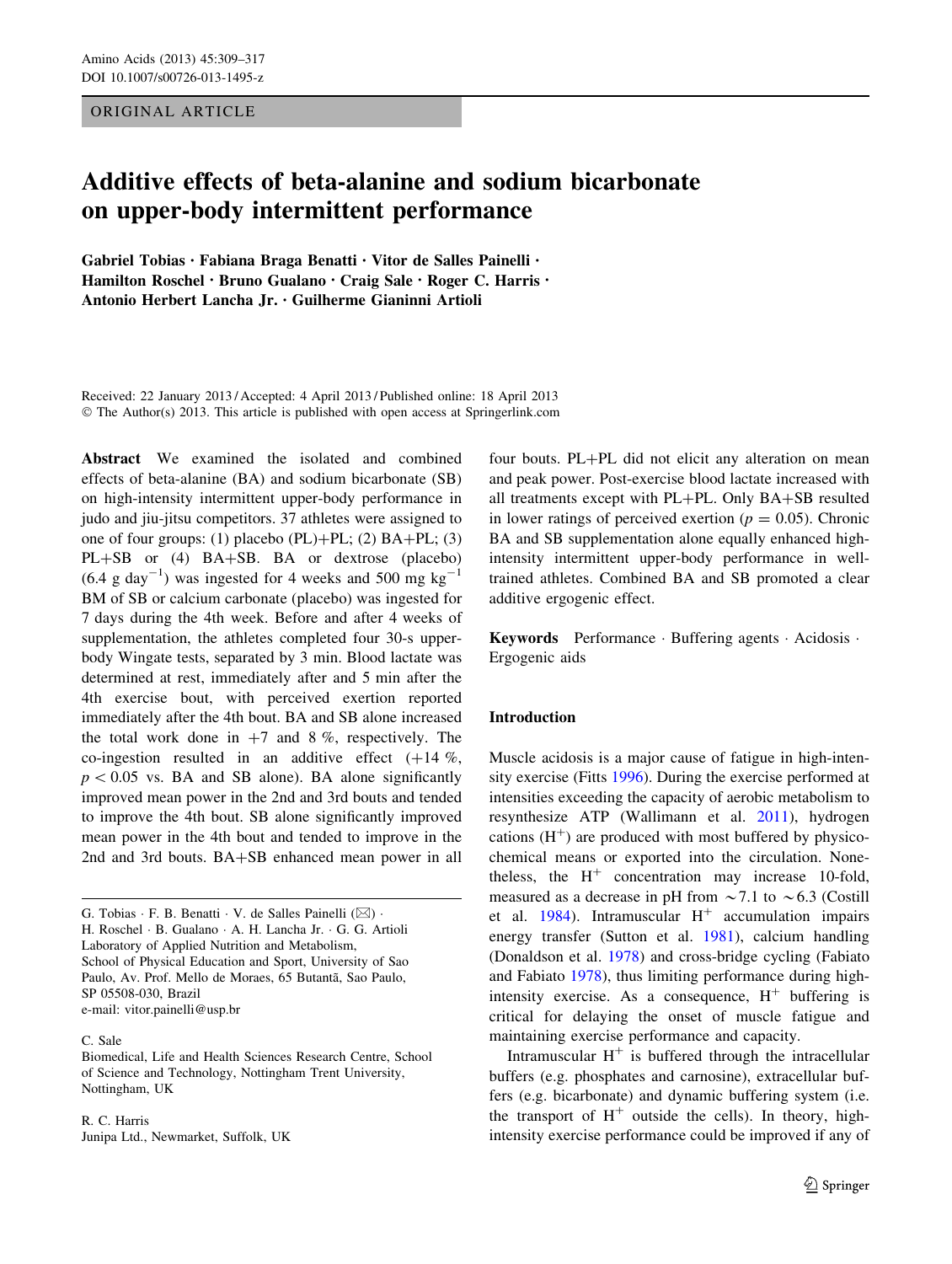ORIGINAL ARTICLE

# Additive effects of beta-alanine and sodium bicarbonate on upper-body intermittent performance

**Gabriel Tobias · Fabiana Braga Benatti · Vitor de Salles Painelli · Hamilton Roschel · Bruno Gualano · Craig Sale · Roger C. Harris · Antonio Herbert Lancha Jr. · Guilherme Gianinni Artioli**

Received: 22 January 2013 / Accepted: 4 April 2013 / Published online: 18 April 2013
© The Author(s) 2013. This article is published with open access at Springerlink.com

**Abstract** We examined the isolated and combined effects of beta-alanine (BA) and sodium bicarbonate (SB) on high-intensity intermittent upper-body performance in judo and jiu-jitsu competitors. 37 athletes were assigned to one of four groups: (1) placebo (PL)+PL; (2) BA+PL; (3) PL+SB or (4) BA+SB. BA or dextrose (placebo) (6.4 g $day^{-1}$) was ingested for 4 weeks and 500 mg $kg^{-1}$ BM of SB or calcium carbonate (placebo) was ingested for 7 days during the 4th week. Before and after 4 weeks of supplementation, the athletes completed four 30-s upper-body Wingate tests, separated by 3 min. Blood lactate was determined at rest, immediately after and 5 min after the 4th exercise bout, with perceived exertion reported immediately after the 4th bout. BA and SB alone increased the total work done in +7 and 8 %, respectively. The co-ingestion resulted in an additive effect (+14 %, $p < 0.05$ vs. BA and SB alone). BA alone significantly improved mean power in the 2nd and 3rd bouts and tended to improve the 4th bout. SB alone significantly improved mean power in the 4th bout and tended to improve in the 2nd and 3rd bouts. BA+SB enhanced mean power in all four bouts. PL+PL did not elicit any alteration on mean and peak power. Post-exercise blood lactate increased with all treatments except with PL+PL. Only BA+SB resulted in lower ratings of perceived exertion ($p = 0.05$). Chronic BA and SB supplementation alone equally enhanced high-intensity intermittent upper-body performance in well-trained athletes. Combined BA and SB promoted a clear additive ergogenic effect.

**Keywords** Performance · Buffering agents · Acidosis · Ergogenic aids

G. Tobias · F. B. Benatti · V. de Salles Painelli (✉) · H. Roschel · B. Gualano · A. H. Lancha Jr. · G. G. Artioli
Laboratory of Applied Nutrition and Metabolism, School of Physical Education and Sport, University of Sao Paulo, Av. Prof. Mello de Moraes, 65 Butantã, Sao Paulo, SP 05508-030, Brazil
e-mail: vitor.painelli@usp.br

C. Sale
Biomedical, Life and Health Sciences Research Centre, School of Science and Technology, Nottingham Trent University, Nottingham, UK

R. C. Harris
Junipa Ltd., Newmarket, Suffolk, UK

## Introduction

Muscle acidosis is a major cause of fatigue in high-intensity exercise (Fitts 1996). During the exercise performed at intensities exceeding the capacity of aerobic metabolism to resynthesize ATP (Wallimann et al. 2011), hydrogen cations ($H^+$) are produced with most buffered by physicochemical means or exported into the circulation. Nonetheless, the $H^+$ concentration may increase 10-fold, measured as a decrease in pH from ~7.1 to ~6.3 (Costill et al. 1984). Intramuscular $H^+$ accumulation impairs energy transfer (Sutton et al. 1981), calcium handling (Donaldson et al. 1978) and cross-bridge cycling (Fabiato and Fabiato 1978), thus limiting performance during high-intensity exercise. As a consequence, $H^+$ buffering is critical for delaying the onset of muscle fatigue and maintaining exercise performance and capacity.

Intramuscular $H^+$ is buffered through the intracellular buffers (e.g. phosphates and carnosine), extracellular buffers (e.g. bicarbonate) and dynamic buffering system (i.e. the transport of $H^+$ outside the cells). In theory, high-intensity exercise performance could be improved if any of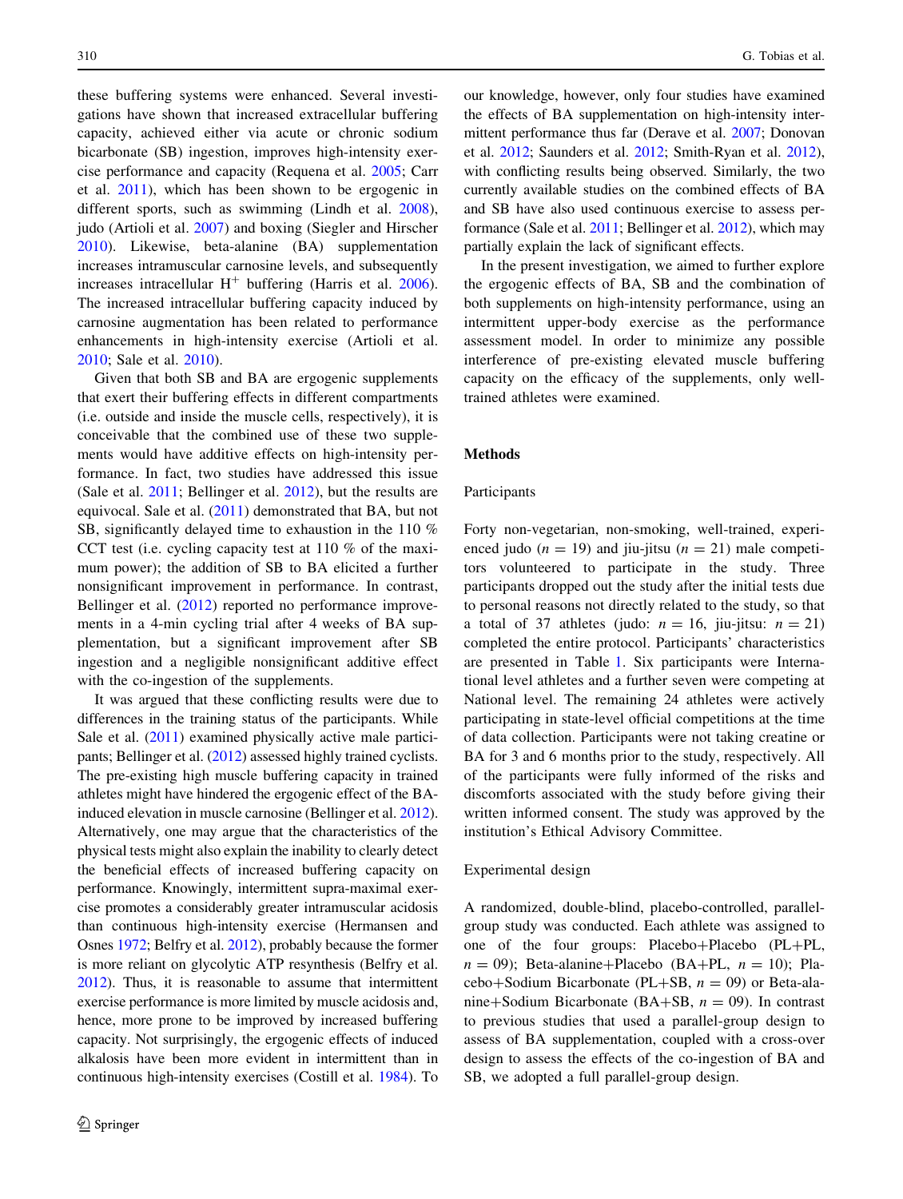these buffering systems were enhanced. Several investigations have shown that increased extracellular buffering capacity, achieved either via acute or chronic sodium bicarbonate (SB) ingestion, improves high-intensity exercise performance and capacity (Requena et al. 2005; Carr et al. 2011), which has been shown to be ergogenic in different sports, such as swimming (Lindh et al. 2008), judo (Artioli et al. 2007) and boxing (Siegler and Hirscher 2010). Likewise, beta-alanine (BA) supplementation increases intramuscular carnosine levels, and subsequently increases intracellular $H^+$ buffering (Harris et al. 2006). The increased intracellular buffering capacity induced by carnosine augmentation has been related to performance enhancements in high-intensity exercise (Artioli et al. 2010; Sale et al. 2010).

Given that both SB and BA are ergogenic supplements that exert their buffering effects in different compartments (i.e. outside and inside the muscle cells, respectively), it is conceivable that the combined use of these two supplements would have additive effects on high-intensity performance. In fact, two studies have addressed this issue (Sale et al. 2011; Bellinger et al. 2012), but the results are equivocal. Sale et al. (2011) demonstrated that BA, but not SB, significantly delayed time to exhaustion in the 110 % CCT test (i.e. cycling capacity test at 110 % of the maximum power); the addition of SB to BA elicited a further nonsignificant improvement in performance. In contrast, Bellinger et al. (2012) reported no performance improvements in a 4-min cycling trial after 4 weeks of BA supplementation, but a significant improvement after SB ingestion and a negligible nonsignificant additive effect with the co-ingestion of the supplements.

It was argued that these conflicting results were due to differences in the training status of the participants. While Sale et al. (2011) examined physically active male participants; Bellinger et al. (2012) assessed highly trained cyclists. The pre-existing high muscle buffering capacity in trained athletes might have hindered the ergogenic effect of the BA-induced elevation in muscle carnosine (Bellinger et al. 2012). Alternatively, one may argue that the characteristics of the physical tests might also explain the inability to clearly detect the beneficial effects of increased buffering capacity on performance. Knowingly, intermittent supra-maximal exercise promotes a considerably greater intramuscular acidosis than continuous high-intensity exercise (Hermansen and Osnes 1972; Belfry et al. 2012), probably because the former is more reliant on glycolytic ATP resynthesis (Belfry et al. 2012). Thus, it is reasonable to assume that intermittent exercise performance is more limited by muscle acidosis and, hence, more prone to be improved by increased buffering capacity. Not surprisingly, the ergogenic effects of induced alkalosis have been more evident in intermittent than in continuous high-intensity exercises (Costill et al. 1984). To our knowledge, however, only four studies have examined the effects of BA supplementation on high-intensity intermittent performance thus far (Derave et al. 2007; Donovan et al. 2012; Saunders et al. 2012; Smith-Ryan et al. 2012), with conflicting results being observed. Similarly, the two currently available studies on the combined effects of BA and SB have also used continuous exercise to assess performance (Sale et al. 2011; Bellinger et al. 2012), which may partially explain the lack of significant effects.

In the present investigation, we aimed to further explore the ergogenic effects of BA, SB and the combination of both supplements on high-intensity performance, using an intermittent upper-body exercise as the performance assessment model. In order to minimize any possible interference of pre-existing elevated muscle buffering capacity on the efficacy of the supplements, only well-trained athletes were examined.

## Methods

### Participants

Forty non-vegetarian, non-smoking, well-trained, experienced judo ($n = 19$) and jiu-jitsu ($n = 21$) male competitors volunteered to participate in the study. Three participants dropped out the study after the initial tests due to personal reasons not directly related to the study, so that a total of 37 athletes (judo: $n = 16$, jiu-jitsu: $n = 21$) completed the entire protocol. Participants' characteristics are presented in Table 1. Six participants were International level athletes and a further seven were competing at National level. The remaining 24 athletes were actively participating in state-level official competitions at the time of data collection. Participants were not taking creatine or BA for 3 and 6 months prior to the study, respectively. All of the participants were fully informed of the risks and discomforts associated with the study before giving their written informed consent. The study was approved by the institution's Ethical Advisory Committee.

### Experimental design

A randomized, double-blind, placebo-controlled, parallel-group study was conducted. Each athlete was assigned to one of the four groups: Placebo+Placebo (PL+PL, $n = 09$); Beta-alanine+Placebo (BA+PL, $n = 10$); Placebo+Sodium Bicarbonate (PL+SB, $n = 09$) or Beta-alanine+Sodium Bicarbonate (BA+SB, $n = 09$). In contrast to previous studies that used a parallel-group design to assess of BA supplementation, coupled with a cross-over design to assess the effects of the co-ingestion of BA and SB, we adopted a full parallel-group design.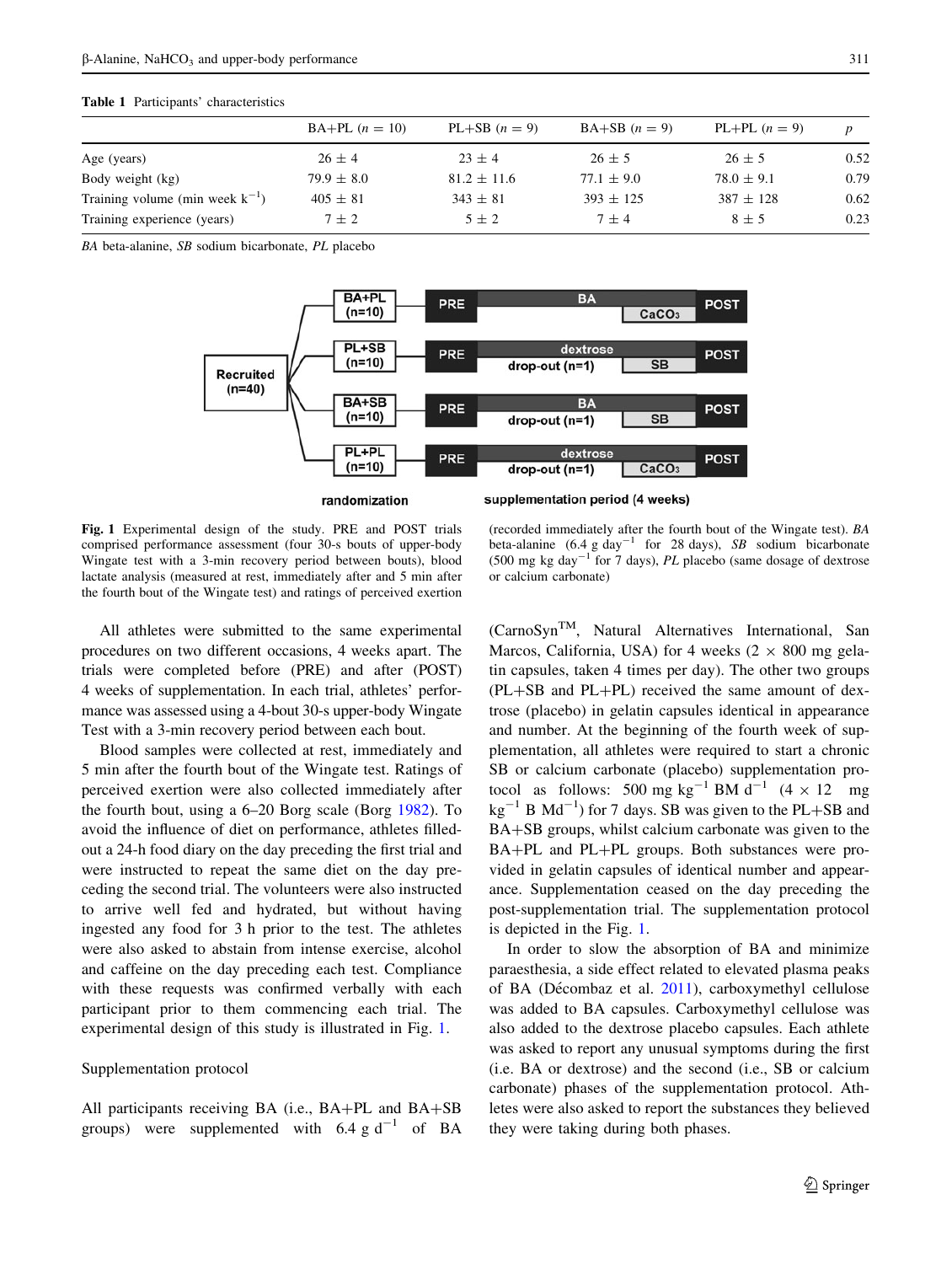**Table 1** Participants' characteristics

| | BA+PL ($n$ = 10) | PL+SB ($n$ = 9) | BA+SB ($n$ = 9) | PL+PL ($n$ = 9) | $p$ |
|---|---|---|---|---|---|
| Age (years) | 26 ± 4 | 23 ± 4 | 26 ± 5 | 26 ± 5 | 0.52 |
| Body weight (kg) | 79.9 ± 8.0 | 81.2 ± 11.6 | 77.1 ± 9.0 | 78.0 ± 9.1 | 0.79 |
| Training volume (min week $k^{-1}$) | 405 ± 81 | 343 ± 81 | 393 ± 125 | 387 ± 128 | 0.62 |
| Training experience (years) | 7 ± 2 | 5 ± 2 | 7 ± 4 | 8 ± 5 | 0.23 |

*BA* beta-alanine, *SB* sodium bicarbonate, *PL* placebo

**Fig. 1** Experimental design of the study. PRE and POST trials comprised performance assessment (four 30-s bouts of upper-body Wingate test with a 3-min recovery period between bouts), blood lactate analysis (measured at rest, immediately after and 5 min after the fourth bout of the Wingate test) and ratings of perceived exertion (recorded immediately after the fourth bout of the Wingate test). *BA* beta-alanine (6.4 g $day^{-1}$ for 28 days), *SB* sodium bicarbonate (500 mg kg $day^{-1}$ for 7 days), *PL* placebo (same dosage of dextrose or calcium carbonate)

All athletes were submitted to the same experimental procedures on two different occasions, 4 weeks apart. The trials were completed before (PRE) and after (POST) 4 weeks of supplementation. In each trial, athletes' performance was assessed using a 4-bout 30-s upper-body Wingate Test with a 3-min recovery period between each bout.

Blood samples were collected at rest, immediately and 5 min after the fourth bout of the Wingate test. Ratings of perceived exertion were also collected immediately after the fourth bout, using a 6–20 Borg scale (Borg 1982). To avoid the influence of diet on performance, athletes filled-out a 24-h food diary on the day preceding the first trial and were instructed to repeat the same diet on the day preceding the second trial. The volunteers were also instructed to arrive well fed and hydrated, but without having ingested any food for 3 h prior to the test. The athletes were also asked to abstain from intense exercise, alcohol and caffeine on the day preceding each test. Compliance with these requests was confirmed verbally with each participant prior to them commencing each trial. The experimental design of this study is illustrated in Fig. 1.

## Supplementation protocol

All participants receiving BA (i.e., BA+PL and BA+SB groups) were supplemented with 6.4 g $d^{-1}$ of BA (CarnoSyn™, Natural Alternatives International, San Marcos, California, USA) for 4 weeks (2 × 800 mg gelatin capsules, taken 4 times per day). The other two groups (PL+SB and PL+PL) received the same amount of dextrose (placebo) in gelatin capsules identical in appearance and number. At the beginning of the fourth week of supplementation, all athletes were required to start a chronic SB or calcium carbonate (placebo) supplementation protocol as follows: 500 mg $kg^{-1}$ BM $d^{-1}$ (4 × 12 mg $kg^{-1}$ B $Md^{-1}$) for 7 days. SB was given to the PL+SB and BA+SB groups, whilst calcium carbonate was given to the BA+PL and PL+PL groups. Both substances were provided in gelatin capsules of identical number and appearance. Supplementation ceased on the day preceding the post-supplementation trial. The supplementation protocol is depicted in the Fig. 1.

In order to slow the absorption of BA and minimize paraesthesia, a side effect related to elevated plasma peaks of BA (Décombaz et al. 2011), carboxymethyl cellulose was added to BA capsules. Carboxymethyl cellulose was also added to the dextrose placebo capsules. Each athlete was asked to report any unusual symptoms during the first (i.e. BA or dextrose) and the second (i.e., SB or calcium carbonate) phases of the supplementation protocol. Athletes were also asked to report the substances they believed they were taking during both phases.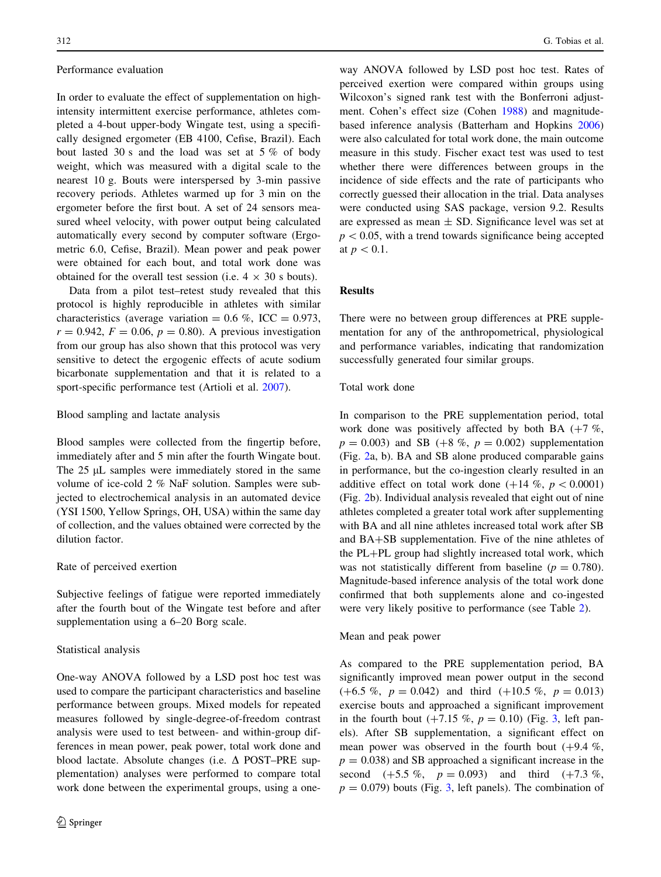### Performance evaluation

In order to evaluate the effect of supplementation on high-intensity intermittent exercise performance, athletes completed a 4-bout upper-body Wingate test, using a specifically designed ergometer (EB 4100, Cefise, Brazil). Each bout lasted 30 s and the load was set at 5 % of body weight, which was measured with a digital scale to the nearest 10 g. Bouts were interspersed by 3-min passive recovery periods. Athletes warmed up for 3 min on the ergometer before the first bout. A set of 24 sensors measured wheel velocity, with power output being calculated automatically every second by computer software (Ergometric 6.0, Cefise, Brazil). Mean power and peak power were obtained for each bout, and total work done was obtained for the overall test session (i.e. 4 × 30 s bouts).

Data from a pilot test–retest study revealed that this protocol is highly reproducible in athletes with similar characteristics (average variation = 0.6 %, ICC = 0.973, $r = 0.942$, $F = 0.06$, $p = 0.80$). A previous investigation from our group has also shown that this protocol was very sensitive to detect the ergogenic effects of acute sodium bicarbonate supplementation and that it is related to a sport-specific performance test (Artioli et al. 2007).

### Blood sampling and lactate analysis

Blood samples were collected from the fingertip before, immediately after and 5 min after the fourth Wingate bout. The 25 μL samples were immediately stored in the same volume of ice-cold 2 % NaF solution. Samples were subjected to electrochemical analysis in an automated device (YSI 1500, Yellow Springs, OH, USA) within the same day of collection, and the values obtained were corrected by the dilution factor.

### Rate of perceived exertion

Subjective feelings of fatigue were reported immediately after the fourth bout of the Wingate test before and after supplementation using a 6–20 Borg scale.

### Statistical analysis

One-way ANOVA followed by a LSD post hoc test was used to compare the participant characteristics and baseline performance between groups. Mixed models for repeated measures followed by single-degree-of-freedom contrast analysis were used to test between- and within-group differences in mean power, peak power, total work done and blood lactate. Absolute changes (i.e. Δ POST–PRE supplementation) analyses were performed to compare total work done between the experimental groups, using a one-way ANOVA followed by LSD post hoc test. Rates of perceived exertion were compared within groups using Wilcoxon's signed rank test with the Bonferroni adjustment. Cohen's effect size (Cohen 1988) and magnitude-based inference analysis (Batterham and Hopkins 2006) were also calculated for total work done, the main outcome measure in this study. Fischer exact test was used to test whether there were differences between groups in the incidence of side effects and the rate of participants who correctly guessed their allocation in the trial. Data analyses were conducted using SAS package, version 9.2. Results are expressed as mean ± SD. Significance level was set at $p < 0.05$, with a trend towards significance being accepted at $p < 0.1$.

## Results

There were no between group differences at PRE supplementation for any of the anthropometrical, physiological and performance variables, indicating that randomization successfully generated four similar groups.

### Total work done

In comparison to the PRE supplementation period, total work done was positively affected by both BA (+7 %, $p = 0.003$) and SB (+8 %, $p = 0.002$) supplementation (Fig. 2a, b). BA and SB alone produced comparable gains in performance, but the co-ingestion clearly resulted in an additive effect on total work done (+14 %, $p < 0.0001$) (Fig. 2b). Individual analysis revealed that eight out of nine athletes completed a greater total work after supplementing with BA and all nine athletes increased total work after SB and BA+SB supplementation. Five of the nine athletes of the PL+PL group had slightly increased total work, which was not statistically different from baseline ($p = 0.780$). Magnitude-based inference analysis of the total work done confirmed that both supplements alone and co-ingested were very likely positive to performance (see Table 2).

### Mean and peak power

As compared to the PRE supplementation period, BA significantly improved mean power output in the second (+6.5 %, $p = 0.042$) and third (+10.5 %, $p = 0.013$) exercise bouts and approached a significant improvement in the fourth bout (+7.15 %, $p = 0.10$) (Fig. 3, left panels). After SB supplementation, a significant effect on mean power was observed in the fourth bout (+9.4 %, $p = 0.038$) and SB approached a significant increase in the second (+5.5 %, $p = 0.093$) and third (+7.3 %, $p = 0.079$) bouts (Fig. 3, left panels). The combination of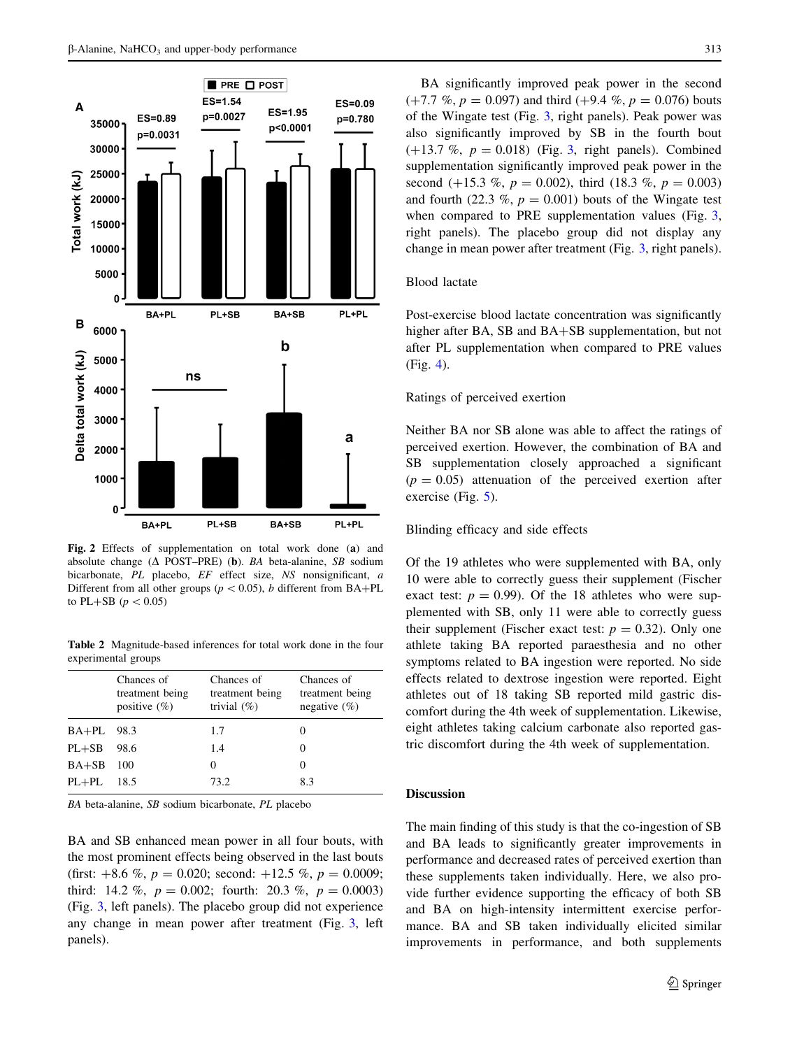Fig. 2 Effects of supplementation on total work done (**a**) and absolute change (Δ POST–PRE) (**b**). *BA* beta-alanine, *SB* sodium bicarbonate, *PL* placebo, *EF* effect size, *NS* nonsignificant, *a* Different from all other groups ($p < 0.05$), *b* different from BA+PL to PL+SB ($p < 0.05$)

**Table 2** Magnitude-based inferences for total work done in the four experimental groups

| | Chances of treatment being positive (%) | Chances of treatment being trivial (%) | Chances of treatment being negative (%) |
|---|---|---|---|
| BA+PL | 98.3 | 1.7 | 0 |
| PL+SB | 98.6 | 1.4 | 0 |
| BA+SB | 100 | 0 | 0 |
| PL+PL | 18.5 | 73.2 | 8.3 |

*BA* beta-alanine, *SB* sodium bicarbonate, *PL* placebo

BA and SB enhanced mean power in all four bouts, with the most prominent effects being observed in the last bouts (first: +8.6 %, $p = 0.020$; second: +12.5 %, $p = 0.0009$; third: 14.2 %, $p = 0.002$; fourth: 20.3 %, $p = 0.0003$) (Fig. 3, left panels). The placebo group did not experience any change in mean power after treatment (Fig. 3, left panels).

BA significantly improved peak power in the second (+7.7 %, $p = 0.097$) and third (+9.4 %, $p = 0.076$) bouts of the Wingate test (Fig. 3, right panels). Peak power was also significantly improved by SB in the fourth bout (+13.7 %, $p = 0.018$) (Fig. 3, right panels). Combined supplementation significantly improved peak power in the second (+15.3 %, $p = 0.002$), third (18.3 %, $p = 0.003$) and fourth (22.3 %, $p = 0.001$) bouts of the Wingate test when compared to PRE supplementation values (Fig. 3, right panels). The placebo group did not display any change in mean power after treatment (Fig. 3, right panels).

### Blood lactate

Post-exercise blood lactate concentration was significantly higher after BA, SB and BA+SB supplementation, but not after PL supplementation when compared to PRE values (Fig. 4).

### Ratings of perceived exertion

Neither BA nor SB alone was able to affect the ratings of perceived exertion. However, the combination of BA and SB supplementation closely approached a significant ($p = 0.05$) attenuation of the perceived exertion after exercise (Fig. 5).

### Blinding efficacy and side effects

Of the 19 athletes who were supplemented with BA, only 10 were able to correctly guess their supplement (Fischer exact test: $p = 0.99$). Of the 18 athletes who were supplemented with SB, only 11 were able to correctly guess their supplement (Fischer exact test: $p = 0.32$). Only one athlete taking BA reported paraesthesia and no other symptoms related to BA ingestion were reported. No side effects related to dextrose ingestion were reported. Eight athletes out of 18 taking SB reported mild gastric discomfort during the 4th week of supplementation. Likewise, eight athletes taking calcium carbonate also reported gastric discomfort during the 4th week of supplementation.

## Discussion

The main finding of this study is that the co-ingestion of SB and BA leads to significantly greater improvements in performance and decreased rates of perceived exertion than these supplements taken individually. Here, we also provide further evidence supporting the efficacy of both SB and BA on high-intensity intermittent exercise performance. BA and SB taken individually elicited similar improvements in performance, and both supplements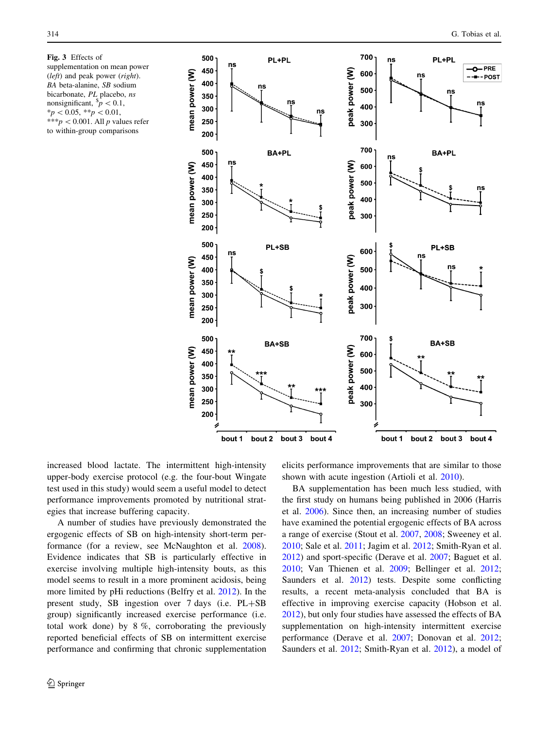**Fig. 3** Effects of supplementation on mean power (*left*) and peak power (*right*). *BA* beta-alanine, *SB* sodium bicarbonate, *PL* placebo, *ns* nonsignificant, $^{\$}p < 0.1$, $^{*}p < 0.05$, $^{**}p < 0.01$, $^{***}p < 0.001$. All *p* values refer to within-group comparisons

increased blood lactate. The intermittent high-intensity upper-body exercise protocol (e.g. the four-bout Wingate test used in this study) would seem a useful model to detect performance improvements promoted by nutritional strategies that increase buffering capacity.

A number of studies have previously demonstrated the ergogenic effects of SB on high-intensity short-term performance (for a review, see McNaughton et al. 2008). Evidence indicates that SB is particularly effective in exercise involving multiple high-intensity bouts, as this model seems to result in a more prominent acidosis, being more limited by pHi reductions (Belfry et al. 2012). In the present study, SB ingestion over 7 days (i.e. PL+SB group) significantly increased exercise performance (i.e. total work done) by 8 %, corroborating the previously reported beneficial effects of SB on intermittent exercise performance and confirming that chronic supplementation elicits performance improvements that are similar to those shown with acute ingestion (Artioli et al. 2010).

BA supplementation has been much less studied, with the first study on humans being published in 2006 (Harris et al. 2006). Since then, an increasing number of studies have examined the potential ergogenic effects of BA across a range of exercise (Stout et al. 2007, 2008; Sweeney et al. 2010; Sale et al. 2011; Jagim et al. 2012; Smith-Ryan et al. 2012) and sport-specific (Derave et al. 2007; Baguet et al. 2010; Van Thienen et al. 2009; Bellinger et al. 2012; Saunders et al. 2012) tests. Despite some conflicting results, a recent meta-analysis concluded that BA is effective in improving exercise capacity (Hobson et al. 2012), but only four studies have assessed the effects of BA supplementation on high-intensity intermittent exercise performance (Derave et al. 2007; Donovan et al. 2012; Saunders et al. 2012; Smith-Ryan et al. 2012), a model of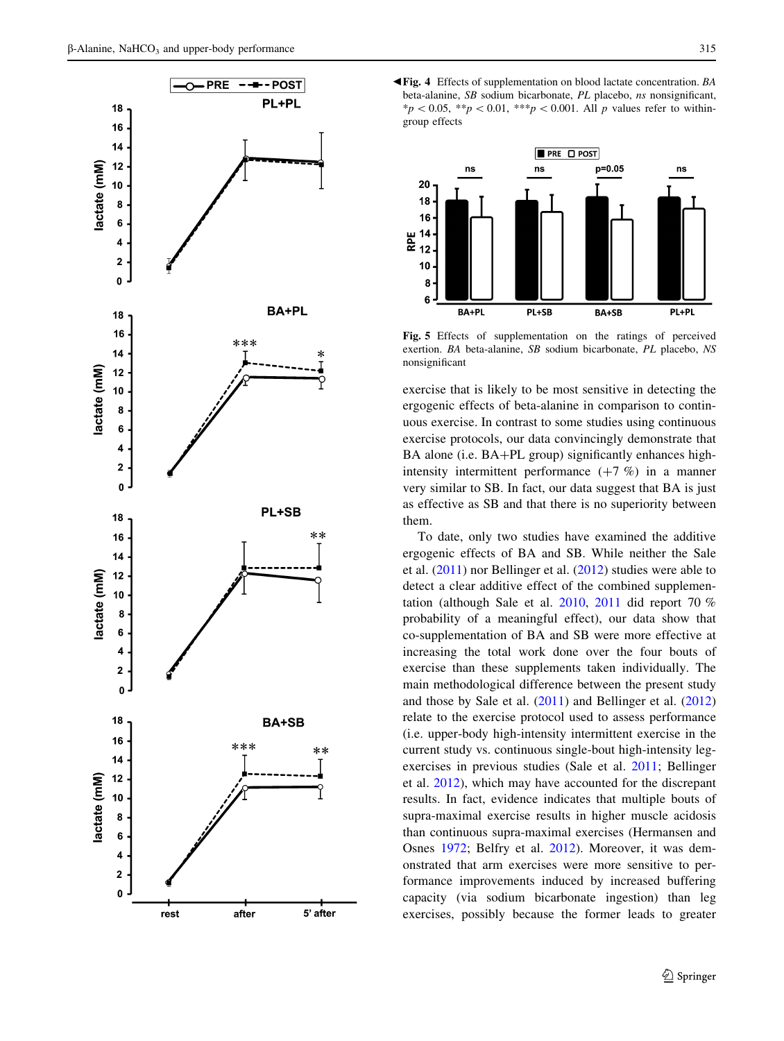◀**Fig. 4** Effects of supplementation on blood lactate concentration. *BA* beta-alanine, *SB* sodium bicarbonate, *PL* placebo, *ns* nonsignificant, $*p < 0.05$, $**p < 0.01$, $***p < 0.001$. All *p* values refer to within-group effects

**Fig. 5** Effects of supplementation on the ratings of perceived exertion. *BA* beta-alanine, *SB* sodium bicarbonate, *PL* placebo, *NS* nonsignificant

exercise that is likely to be most sensitive in detecting the ergogenic effects of beta-alanine in comparison to continuous exercise. In contrast to some studies using continuous exercise protocols, our data convincingly demonstrate that BA alone (i.e. BA+PL group) significantly enhances high-intensity intermittent performance (+7 %) in a manner very similar to SB. In fact, our data suggest that BA is just as effective as SB and that there is no superiority between them.

To date, only two studies have examined the additive ergogenic effects of BA and SB. While neither the Sale et al. (2011) nor Bellinger et al. (2012) studies were able to detect a clear additive effect of the combined supplementation (although Sale et al. 2010, 2011 did report 70 % probability of a meaningful effect), our data show that co-supplementation of BA and SB were more effective at increasing the total work done over the four bouts of exercise than these supplements taken individually. The main methodological difference between the present study and those by Sale et al. (2011) and Bellinger et al. (2012) relate to the exercise protocol used to assess performance (i.e. upper-body high-intensity intermittent exercise in the current study vs. continuous single-bout high-intensity leg-exercises in previous studies (Sale et al. 2011; Bellinger et al. 2012), which may have accounted for the discrepant results. In fact, evidence indicates that multiple bouts of supra-maximal exercise results in higher muscle acidosis than continuous supra-maximal exercises (Hermansen and Osnes 1972; Belfry et al. 2012). Moreover, it was demonstrated that arm exercises were more sensitive to performance improvements induced by increased buffering capacity (via sodium bicarbonate ingestion) than leg exercises, possibly because the former leads to greater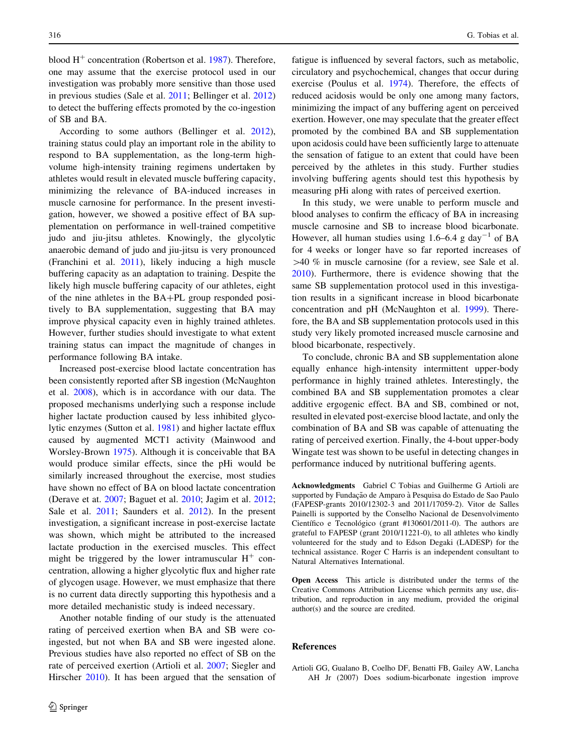blood $H^+$ concentration (Robertson et al. 1987). Therefore, one may assume that the exercise protocol used in our investigation was probably more sensitive than those used in previous studies (Sale et al. 2011; Bellinger et al. 2012) to detect the buffering effects promoted by the co-ingestion of SB and BA.

According to some authors (Bellinger et al. 2012), training status could play an important role in the ability to respond to BA supplementation, as the long-term high-volume high-intensity training regimens undertaken by athletes would result in elevated muscle buffering capacity, minimizing the relevance of BA-induced increases in muscle carnosine for performance. In the present investigation, however, we showed a positive effect of BA supplementation on performance in well-trained competitive judo and jiu-jitsu athletes. Knowingly, the glycolytic anaerobic demand of judo and jiu-jitsu is very pronounced (Franchini et al. 2011), likely inducing a high muscle buffering capacity as an adaptation to training. Despite the likely high muscle buffering capacity of our athletes, eight of the nine athletes in the BA+PL group responded positively to BA supplementation, suggesting that BA may improve physical capacity even in highly trained athletes. However, further studies should investigate to what extent training status can impact the magnitude of changes in performance following BA intake.

Increased post-exercise blood lactate concentration has been consistently reported after SB ingestion (McNaughton et al. 2008), which is in accordance with our data. The proposed mechanisms underlying such a response include higher lactate production caused by less inhibited glycolytic enzymes (Sutton et al. 1981) and higher lactate efflux caused by augmented MCT1 activity (Mainwood and Worsley-Brown 1975). Although it is conceivable that BA would produce similar effects, since the pHi would be similarly increased throughout the exercise, most studies have shown no effect of BA on blood lactate concentration (Derave et at. 2007; Baguet et al. 2010; Jagim et al. 2012; Sale et al. 2011; Saunders et al. 2012). In the present investigation, a significant increase in post-exercise lactate was shown, which might be attributed to the increased lactate production in the exercised muscles. This effect might be triggered by the lower intramuscular $H^+$ concentration, allowing a higher glycolytic flux and higher rate of glycogen usage. However, we must emphasize that there is no current data directly supporting this hypothesis and a more detailed mechanistic study is indeed necessary.

Another notable finding of our study is the attenuated rating of perceived exertion when BA and SB were co-ingested, but not when BA and SB were ingested alone. Previous studies have also reported no effect of SB on the rate of perceived exertion (Artioli et al. 2007; Siegler and Hirscher 2010). It has been argued that the sensation of fatigue is influenced by several factors, such as metabolic, circulatory and psychochemical, changes that occur during exercise (Poulus et al. 1974). Therefore, the effects of reduced acidosis would be only one among many factors, minimizing the impact of any buffering agent on perceived exertion. However, one may speculate that the greater effect promoted by the combined BA and SB supplementation upon acidosis could have been sufficiently large to attenuate the sensation of fatigue to an extent that could have been perceived by the athletes in this study. Further studies involving buffering agents should test this hypothesis by measuring pHi along with rates of perceived exertion.

In this study, we were unable to perform muscle and blood analyses to confirm the efficacy of BA in increasing muscle carnosine and SB to increase blood bicarbonate. However, all human studies using 1.6–6.4 g $day^{-1}$ of BA for 4 weeks or longer have so far reported increases of >40 % in muscle carnosine (for a review, see Sale et al. 2010). Furthermore, there is evidence showing that the same SB supplementation protocol used in this investigation results in a significant increase in blood bicarbonate concentration and pH (McNaughton et al. 1999). Therefore, the BA and SB supplementation protocols used in this study very likely promoted increased muscle carnosine and blood bicarbonate, respectively.

To conclude, chronic BA and SB supplementation alone equally enhance high-intensity intermittent upper-body performance in highly trained athletes. Interestingly, the combined BA and SB supplementation promotes a clear additive ergogenic effect. BA and SB, combined or not, resulted in elevated post-exercise blood lactate, and only the combination of BA and SB was capable of attenuating the rating of perceived exertion. Finally, the 4-bout upper-body Wingate test was shown to be useful in detecting changes in performance induced by nutritional buffering agents.

**Acknowledgments** Gabriel C Tobias and Guilherme G Artioli are supported by Fundação de Amparo à Pesquisa do Estado de Sao Paulo (FAPESP-grants 2010/12302-3 and 2011/17059-2). Vitor de Salles Painelli is supported by the Conselho Nacional de Desenvolvimento Científico e Tecnológico (grant #130601/2011-0). The authors are grateful to FAPESP (grant 2010/11221-0), to all athletes who kindly volunteered for the study and to Edson Degaki (LADESP) for the technical assistance. Roger C Harris is an independent consultant to Natural Alternatives International.

**Open Access** This article is distributed under the terms of the Creative Commons Attribution License which permits any use, distribution, and reproduction in any medium, provided the original author(s) and the source are credited.

## References

Artioli GG, Gualano B, Coelho DF, Benatti FB, Gailey AW, Lancha AH Jr (2007) Does sodium-bicarbonate ingestion improve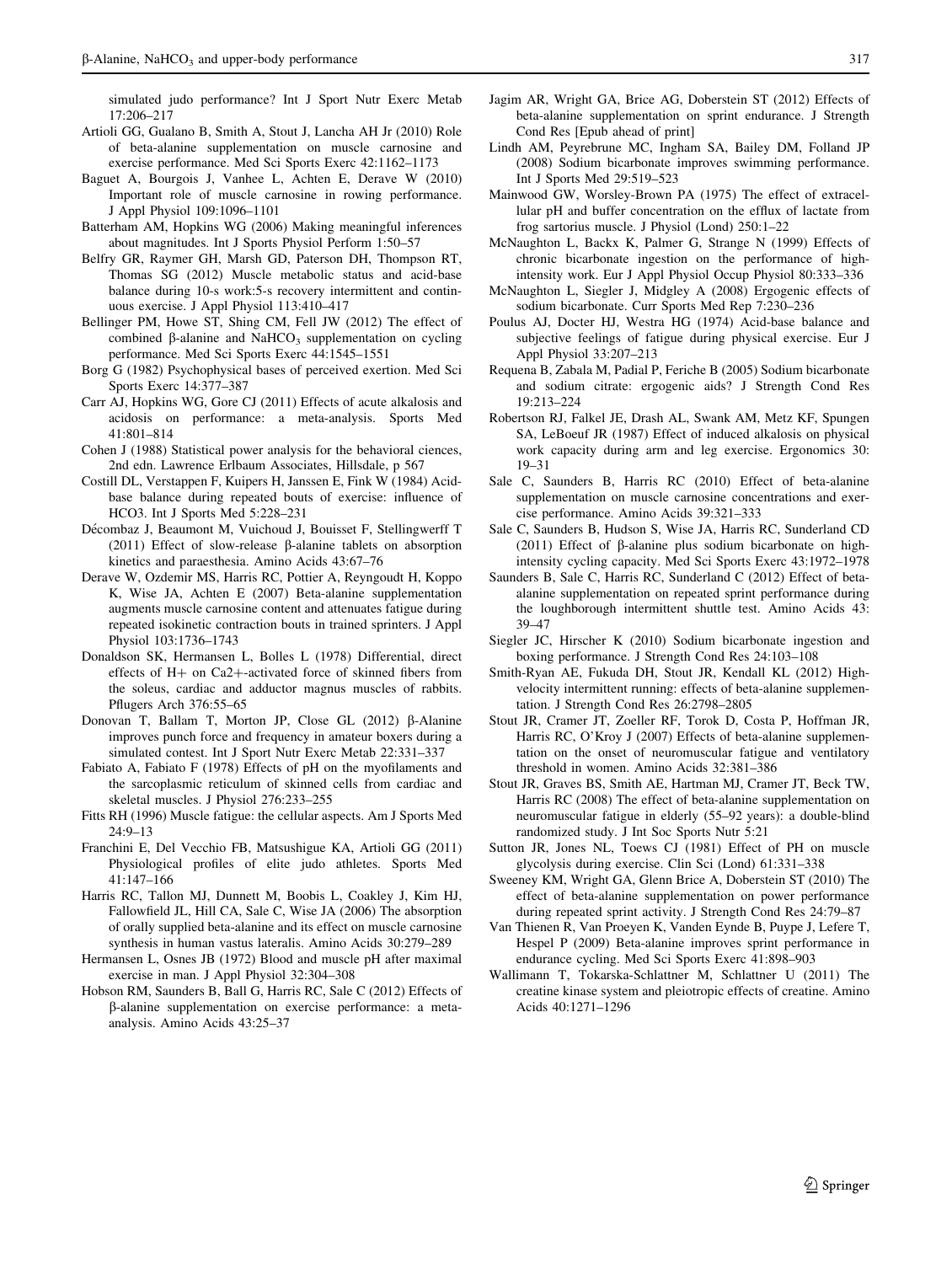simulated judo performance? Int J Sport Nutr Exerc Metab 17:206–217

Artioli GG, Gualano B, Smith A, Stout J, Lancha AH Jr (2010) Role of beta-alanine supplementation on muscle carnosine and exercise performance. Med Sci Sports Exerc 42:1162–1173

Baguet A, Bourgois J, Vanhee L, Achten E, Derave W (2010) Important role of muscle carnosine in rowing performance. J Appl Physiol 109:1096–1101

Batterham AM, Hopkins WG (2006) Making meaningful inferences about magnitudes. Int J Sports Physiol Perform 1:50–57

Belfry GR, Raymer GH, Marsh GD, Paterson DH, Thompson RT, Thomas SG (2012) Muscle metabolic status and acid-base balance during 10-s work:5-s recovery intermittent and continuous exercise. J Appl Physiol 113:410–417

Bellinger PM, Howe ST, Shing CM, Fell JW (2012) The effect of combined β-alanine and $NaHCO_3$ supplementation on cycling performance. Med Sci Sports Exerc 44:1545–1551

Borg G (1982) Psychophysical bases of perceived exertion. Med Sci Sports Exerc 14:377–387

Carr AJ, Hopkins WG, Gore CJ (2011) Effects of acute alkalosis and acidosis on performance: a meta-analysis. Sports Med 41:801–814

Cohen J (1988) Statistical power analysis for the behavioral ciences, 2nd edn. Lawrence Erlbaum Associates, Hillsdale, p 567

Costill DL, Verstappen F, Kuipers H, Janssen E, Fink W (1984) Acid-base balance during repeated bouts of exercise: influence of HCO3. Int J Sports Med 5:228–231

Décombaz J, Beaumont M, Vuichoud J, Bouisset F, Stellingwerff T (2011) Effect of slow-release β-alanine tablets on absorption kinetics and paraesthesia. Amino Acids 43:67–76

Derave W, Ozdemir MS, Harris RC, Pottier A, Reyngoudt H, Koppo K, Wise JA, Achten E (2007) Beta-alanine supplementation augments muscle carnosine content and attenuates fatigue during repeated isokinetic contraction bouts in trained sprinters. J Appl Physiol 103:1736–1743

Donaldson SK, Hermansen L, Bolles L (1978) Differential, direct effects of H+ on Ca2+-activated force of skinned fibers from the soleus, cardiac and adductor magnus muscles of rabbits. Pflugers Arch 376:55–65

Donovan T, Ballam T, Morton JP, Close GL (2012) β-Alanine improves punch force and frequency in amateur boxers during a simulated contest. Int J Sport Nutr Exerc Metab 22:331–337

Fabiato A, Fabiato F (1978) Effects of pH on the myofilaments and the sarcoplasmic reticulum of skinned cells from cardiac and skeletal muscles. J Physiol 276:233–255

Fitts RH (1996) Muscle fatigue: the cellular aspects. Am J Sports Med 24:9–13

Franchini E, Del Vecchio FB, Matsushigue KA, Artioli GG (2011) Physiological profiles of elite judo athletes. Sports Med 41:147–166

Harris RC, Tallon MJ, Dunnett M, Boobis L, Coakley J, Kim HJ, Fallowfield JL, Hill CA, Sale C, Wise JA (2006) The absorption of orally supplied beta-alanine and its effect on muscle carnosine synthesis in human vastus lateralis. Amino Acids 30:279–289

Hermansen L, Osnes JB (1972) Blood and muscle pH after maximal exercise in man. J Appl Physiol 32:304–308

Hobson RM, Saunders B, Ball G, Harris RC, Sale C (2012) Effects of β-alanine supplementation on exercise performance: a meta-analysis. Amino Acids 43:25–37

Jagim AR, Wright GA, Brice AG, Doberstein ST (2012) Effects of beta-alanine supplementation on sprint endurance. J Strength Cond Res [Epub ahead of print]

Lindh AM, Peyrebrune MC, Ingham SA, Bailey DM, Folland JP (2008) Sodium bicarbonate improves swimming performance. Int J Sports Med 29:519–523

Mainwood GW, Worsley-Brown PA (1975) The effect of extracellular pH and buffer concentration on the efflux of lactate from frog sartorius muscle. J Physiol (Lond) 250:1–22

McNaughton L, Backx K, Palmer G, Strange N (1999) Effects of chronic bicarbonate ingestion on the performance of high-intensity work. Eur J Appl Physiol Occup Physiol 80:333–336

McNaughton L, Siegler J, Midgley A (2008) Ergogenic effects of sodium bicarbonate. Curr Sports Med Rep 7:230–236

Poulus AJ, Docter HJ, Westra HG (1974) Acid-base balance and subjective feelings of fatigue during physical exercise. Eur J Appl Physiol 33:207–213

Requena B, Zabala M, Padial P, Feriche B (2005) Sodium bicarbonate and sodium citrate: ergogenic aids? J Strength Cond Res 19:213–224

Robertson RJ, Falkel JE, Drash AL, Swank AM, Metz KF, Spungen SA, LeBoeuf JR (1987) Effect of induced alkalosis on physical work capacity during arm and leg exercise. Ergonomics 30: 19–31

Sale C, Saunders B, Harris RC (2010) Effect of beta-alanine supplementation on muscle carnosine concentrations and exercise performance. Amino Acids 39:321–333

Sale C, Saunders B, Hudson S, Wise JA, Harris RC, Sunderland CD (2011) Effect of β-alanine plus sodium bicarbonate on high-intensity cycling capacity. Med Sci Sports Exerc 43:1972–1978

Saunders B, Sale C, Harris RC, Sunderland C (2012) Effect of beta-alanine supplementation on repeated sprint performance during the loughborough intermittent shuttle test. Amino Acids 43: 39–47

Siegler JC, Hirscher K (2010) Sodium bicarbonate ingestion and boxing performance. J Strength Cond Res 24:103–108

Smith-Ryan AE, Fukuda DH, Stout JR, Kendall KL (2012) High-velocity intermittent running: effects of beta-alanine supplementation. J Strength Cond Res 26:2798–2805

Stout JR, Cramer JT, Zoeller RF, Torok D, Costa P, Hoffman JR, Harris RC, O'Kroy J (2007) Effects of beta-alanine supplementation on the onset of neuromuscular fatigue and ventilatory threshold in women. Amino Acids 32:381–386

Stout JR, Graves BS, Smith AE, Hartman MJ, Cramer JT, Beck TW, Harris RC (2008) The effect of beta-alanine supplementation on neuromuscular fatigue in elderly (55–92 years): a double-blind randomized study. J Int Soc Sports Nutr 5:21

Sutton JR, Jones NL, Toews CJ (1981) Effect of PH on muscle glycolysis during exercise. Clin Sci (Lond) 61:331–338

Sweeney KM, Wright GA, Glenn Brice A, Doberstein ST (2010) The effect of beta-alanine supplementation on power performance during repeated sprint activity. J Strength Cond Res 24:79–87

Van Thienen R, Van Proeyen K, Vanden Eynde B, Puype J, Lefere T, Hespel P (2009) Beta-alanine improves sprint performance in endurance cycling. Med Sci Sports Exerc 41:898–903

Wallimann T, Tokarska-Schlattner M, Schlattner U (2011) The creatine kinase system and pleiotropic effects of creatine. Amino Acids 40:1271–1296